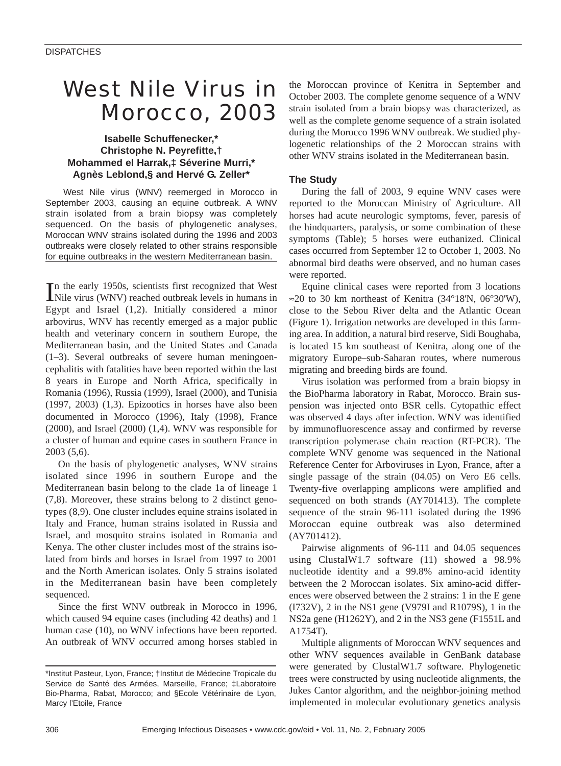DISPATCHES

# West Nile Virus in Morocco, 2003

**Isabelle Schuffenecker,\* Christophe N. Peyrefitte,† Mohammed el Harrak,‡ Séverine Murri,\* Agnès Leblond,§ and Hervé G. Zeller\***

West Nile virus (WNV) reemerged in Morocco in September 2003, causing an equine outbreak. A WNV strain isolated from a brain biopsy was completely sequenced. On the basis of phylogenetic analyses, Moroccan WNV strains isolated during the 1996 and 2003 outbreaks were closely related to other strains responsible for equine outbreaks in the western Mediterranean basin.

In the early 1950s, scientists first recognized that West Nile virus (WNV) reached outbreak levels in humans in Egypt and Israel (1,2). Initially considered a minor arbovirus, WNV has recently emerged as a major public health and veterinary concern in southern Europe, the Mediterranean basin, and the United States and Canada (1–3). Several outbreaks of severe human meningoencephalitis with fatalities have been reported within the last 8 years in Europe and North Africa, specifically in Romania (1996), Russia (1999), Israel (2000), and Tunisia (1997, 2003) (1,3). Epizootics in horses have also been documented in Morocco (1996), Italy (1998), France (2000), and Israel (2000) (1,4). WNV was responsible for a cluster of human and equine cases in southern France in 2003 (5,6).

On the basis of phylogenetic analyses, WNV strains isolated since 1996 in southern Europe and the Mediterranean basin belong to the clade 1a of lineage 1 (7,8). Moreover, these strains belong to 2 distinct genotypes (8,9). One cluster includes equine strains isolated in Italy and France, human strains isolated in Russia and Israel, and mosquito strains isolated in Romania and Kenya. The other cluster includes most of the strains isolated from birds and horses in Israel from 1997 to 2001 and the North American isolates. Only 5 strains isolated in the Mediterranean basin have been completely sequenced.

Since the first WNV outbreak in Morocco in 1996, which caused 94 equine cases (including 42 deaths) and 1 human case (10), no WNV infections have been reported. An outbreak of WNV occurred among horses stabled in the Moroccan province of Kenitra in September and October 2003. The complete genome sequence of a WNV strain isolated from a brain biopsy was characterized, as well as the complete genome sequence of a strain isolated during the Morocco 1996 WNV outbreak. We studied phylogenetic relationships of the 2 Moroccan strains with other WNV strains isolated in the Mediterranean basin.

## The Study

During the fall of 2003, 9 equine WNV cases were reported to the Moroccan Ministry of Agriculture. All horses had acute neurologic symptoms, fever, paresis of the hindquarters, paralysis, or some combination of these symptoms (Table); 5 horses were euthanized. Clinical cases occurred from September 12 to October 1, 2003. No abnormal bird deaths were observed, and no human cases were reported.

Equine clinical cases were reported from 3 locations ≈20 to 30 km northeast of Kenitra (34°18'N, 06°30'W), close to the Sebou River delta and the Atlantic Ocean (Figure 1). Irrigation networks are developed in this farming area. In addition, a natural bird reserve, Sidi Boughaba, is located 15 km southeast of Kenitra, along one of the migratory Europe–sub-Saharan routes, where numerous migrating and breeding birds are found.

Virus isolation was performed from a brain biopsy in the BioPharma laboratory in Rabat, Morocco. Brain suspension was injected onto BSR cells. Cytopathic effect was observed 4 days after infection. WNV was identified by immunofluorescence assay and confirmed by reverse transcription–polymerase chain reaction (RT-PCR). The complete WNV genome was sequenced in the National Reference Center for Arboviruses in Lyon, France, after a single passage of the strain (04.05) on Vero E6 cells. Twenty-five overlapping amplicons were amplified and sequenced on both strands (AY701413). The complete sequence of the strain 96-111 isolated during the 1996 Moroccan equine outbreak was also determined (AY701412).

Pairwise alignments of 96-111 and 04.05 sequences using ClustalW1.7 software (11) showed a 98.9% nucleotide identity and a 99.8% amino-acid identity between the 2 Moroccan isolates. Six amino-acid differences were observed between the 2 strains: 1 in the E gene (I732V), 2 in the NS1 gene (V979I and R1079S), 1 in the NS2a gene (H1262Y), and 2 in the NS3 gene (F1551L and A1754T).

Multiple alignments of Moroccan WNV sequences and other WNV sequences available in GenBank database were generated by ClustalW1.7 software. Phylogenetic trees were constructed by using nucleotide alignments, the Jukes Cantor algorithm, and the neighbor-joining method implemented in molecular evolutionary genetics analysis

\*Institut Pasteur, Lyon, France; †Institut de Médecine Tropicale du Service de Santé des Armées, Marseille, France; ‡Laboratoire Bio-Pharma, Rabat, Morocco; and §Ecole Vétérinaire de Lyon, Marcy l'Etoile, France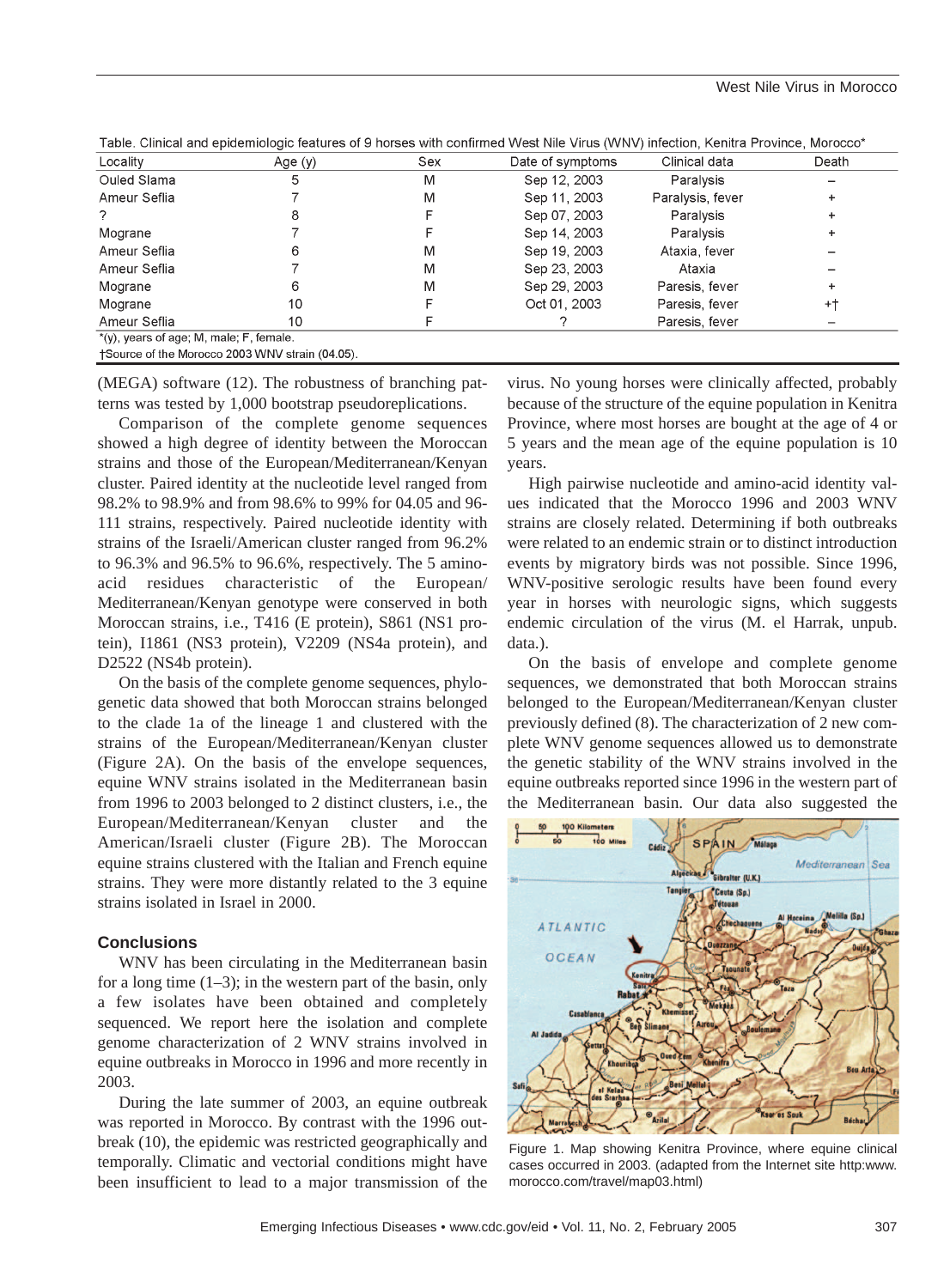Table. Clinical and epidemiologic features of 9 horses with confirmed West Nile Virus (WNV) infection, Kenitra Province, Morocco*

| Locality | Age (y) | Sex | Date of symptoms | Clinical data | Death |
|---|---|---|---|---|---|
| Ouled Slama | 5 | M | Sep 12, 2003 | Paralysis | – |
| Ameur Seflia | 7 | M | Sep 11, 2003 | Paralysis, fever | + |
| ? | 8 | F | Sep 07, 2003 | Paralysis | + |
| Mograne | 7 | F | Sep 14, 2003 | Paralysis | + |
| Ameur Seflia | 6 | M | Sep 19, 2003 | Ataxia, fever | – |
| Ameur Seflia | 7 | M | Sep 23, 2003 | Ataxia | – |
| Mograne | 6 | M | Sep 29, 2003 | Paresis, fever | + |
| Mograne | 10 | F | Oct 01, 2003 | Paresis, fever | +† |
| Ameur Seflia | 10 | F | ? | Paresis, fever | – |

*(y), years of age; M, male; F, female.
†Source of the Morocco 2003 WNV strain (04.05).

(MEGA) software (12). The robustness of branching patterns was tested by 1,000 bootstrap pseudoreplications.

Comparison of the complete genome sequences showed a high degree of identity between the Moroccan strains and those of the European/Mediterranean/Kenyan cluster. Paired identity at the nucleotide level ranged from 98.2% to 98.9% and from 98.6% to 99% for 04.05 and 96-111 strains, respectively. Paired nucleotide identity with strains of the Israeli/American cluster ranged from 96.2% to 96.3% and 96.5% to 96.6%, respectively. The 5 amino-acid residues characteristic of the European/Mediterranean/Kenyan genotype were conserved in both Moroccan strains, i.e., T416 (E protein), S861 (NS1 protein), I1861 (NS3 protein), V2209 (NS4a protein), and D2522 (NS4b protein).

On the basis of the complete genome sequences, phylogenetic data showed that both Moroccan strains belonged to the clade 1a of the lineage 1 and clustered with the strains of the European/Mediterranean/Kenyan cluster (Figure 2A). On the basis of the envelope sequences, equine WNV strains isolated in the Mediterranean basin from 1996 to 2003 belonged to 2 distinct clusters, i.e., the European/Mediterranean/Kenyan cluster and the American/Israeli cluster (Figure 2B). The Moroccan equine strains clustered with the Italian and French equine strains. They were more distantly related to the 3 equine strains isolated in Israel in 2000.

## Conclusions

WNV has been circulating in the Mediterranean basin for a long time (1–3); in the western part of the basin, only a few isolates have been obtained and completely sequenced. We report here the isolation and complete genome characterization of 2 WNV strains involved in equine outbreaks in Morocco in 1996 and more recently in 2003.

During the late summer of 2003, an equine outbreak was reported in Morocco. By contrast with the 1996 outbreak (10), the epidemic was restricted geographically and temporally. Climatic and vectorial conditions might have been insufficient to lead to a major transmission of the virus. No young horses were clinically affected, probably because of the structure of the equine population in Kenitra Province, where most horses are bought at the age of 4 or 5 years and the mean age of the equine population is 10 years.

High pairwise nucleotide and amino-acid identity values indicated that the Morocco 1996 and 2003 WNV strains are closely related. Determining if both outbreaks were related to an endemic strain or to distinct introduction events by migratory birds was not possible. Since 1996, WNV-positive serologic results have been found every year in horses with neurologic signs, which suggests endemic circulation of the virus (M. el Harrak, unpub. data.).

On the basis of envelope and complete genome sequences, we demonstrated that both Moroccan strains belonged to the European/Mediterranean/Kenyan cluster previously defined (8). The characterization of 2 new complete WNV genome sequences allowed us to demonstrate the genetic stability of the WNV strains involved in the equine outbreaks reported since 1996 in the western part of the Mediterranean basin. Our data also suggested the

Figure 1. Map showing Kenitra Province, where equine clinical cases occurred in 2003. (adapted from the Internet site http:www.morocco.com/travel/map03.html)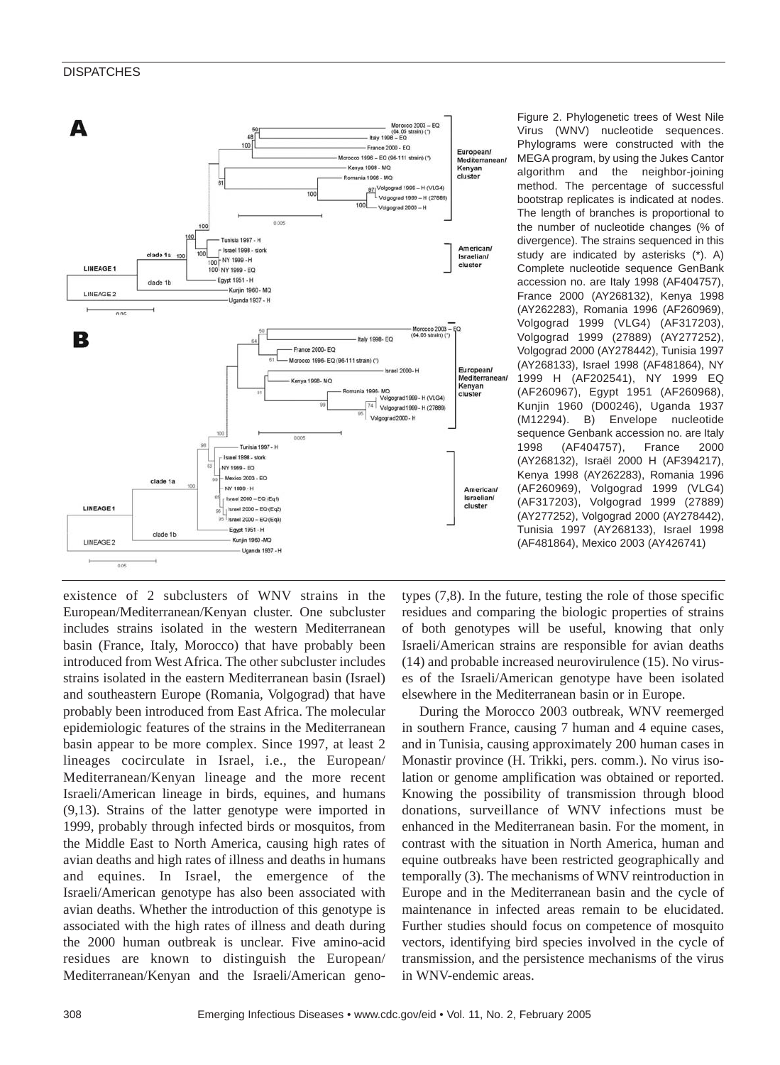Figure 2. Phylogenetic trees of West Nile Virus (WNV) nucleotide sequences. Phylograms were constructed with the MEGA program, by using the Jukes Cantor algorithm and the neighbor-joining method. The percentage of successful bootstrap replicates is indicated at nodes. The length of branches is proportional to the number of nucleotide changes (% of divergence). The strains sequenced in this study are indicated by asterisks (*). A) Complete nucleotide sequence GenBank accession no. are Italy 1998 (AF404757), France 2000 (AY268132), Kenya 1998 (AY262283), Romania 1996 (AF260969), Volgograd 1999 (VLG4) (AF317203), Volgograd 1999 (27889) (AY277252), Volgograd 2000 (AY278442), Tunisia 1997 (AY268133), Israel 1998 (AF481864), NY 1999 H (AF202541), NY 1999 EQ (AF260967), Egypt 1951 (AF260968), Kunjin 1960 (D00246), Uganda 1937 (M12294). B) Envelope nucleotide sequence Genbank accession no. are Italy 1998 (AF404757), France 2000 (AY268132), Israël 2000 H (AF394217), Kenya 1998 (AY262283), Romania 1996 (AF260969), Volgograd 1999 (VLG4) (AF317203), Volgograd 1999 (27889) (AY277252), Volgograd 2000 (AY278442), Tunisia 1997 (AY268133), Israel 1998 (AF481864), Mexico 2003 (AY426741)

existence of 2 subclusters of WNV strains in the European/Mediterranean/Kenyan cluster. One subcluster includes strains isolated in the western Mediterranean basin (France, Italy, Morocco) that have probably been introduced from West Africa. The other subcluster includes strains isolated in the eastern Mediterranean basin (Israel) and southeastern Europe (Romania, Volgograd) that have probably been introduced from East Africa. The molecular epidemiologic features of the strains in the Mediterranean basin appear to be more complex. Since 1997, at least 2 lineages cocirculate in Israel, i.e., the European/Mediterranean/Kenyan lineage and the more recent Israeli/American lineage in birds, equines, and humans (9,13). Strains of the latter genotype were imported in 1999, probably through infected birds or mosquitos, from the Middle East to North America, causing high rates of avian deaths and high rates of illness and deaths in humans and equines. In Israel, the emergence of the Israeli/American genotype has also been associated with avian deaths. Whether the introduction of this genotype is associated with the high rates of illness and death during the 2000 human outbreak is unclear. Five amino-acid residues are known to distinguish the European/Mediterranean/Kenyan and the Israeli/American genotypes (7,8). In the future, testing the role of those specific residues and comparing the biologic properties of strains of both genotypes will be useful, knowing that only Israeli/American strains are responsible for avian deaths (14) and probable increased neurovirulence (15). No viruses of the Israeli/American genotype have been isolated elsewhere in the Mediterranean basin or in Europe.

During the Morocco 2003 outbreak, WNV reemerged in southern France, causing 7 human and 4 equine cases, and in Tunisia, causing approximately 200 human cases in Monastir province (H. Trikki, pers. comm.). No virus isolation or genome amplification was obtained or reported. Knowing the possibility of transmission through blood donations, surveillance of WNV infections must be enhanced in the Mediterranean basin. For the moment, in contrast with the situation in North America, human and equine outbreaks have been restricted geographically and temporally (3). The mechanisms of WNV reintroduction in Europe and in the Mediterranean basin and the cycle of maintenance in infected areas remain to be elucidated. Further studies should focus on competence of mosquito vectors, identifying bird species involved in the cycle of transmission, and the persistence mechanisms of the virus in WNV-endemic areas.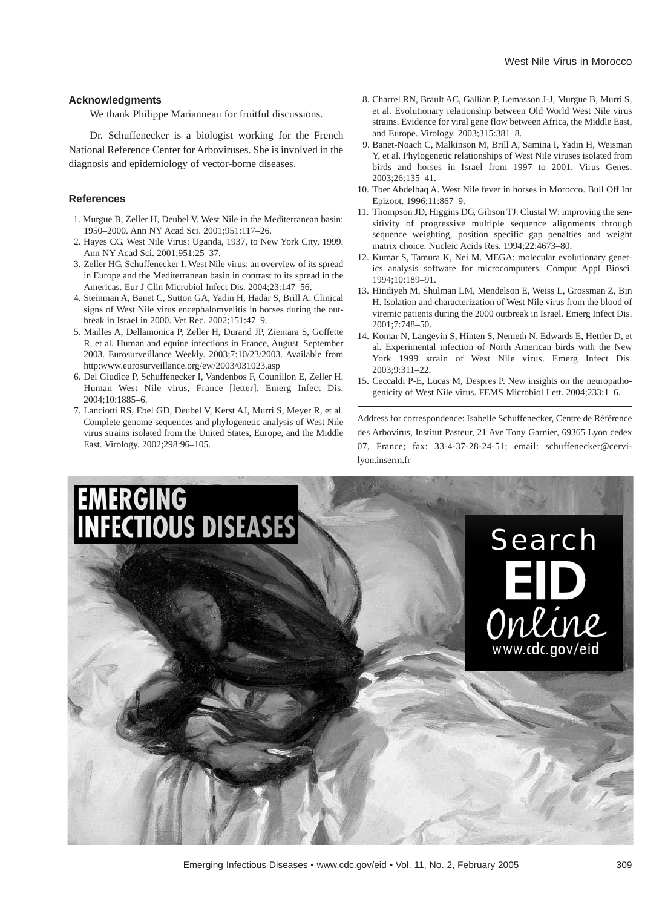## Acknowledgments

We thank Philippe Marianneau for fruitful discussions.

Dr. Schuffenecker is a biologist working for the French National Reference Center for Arboviruses. She is involved in the diagnosis and epidemiology of vector-borne diseases.

## References

1. Murgue B, Zeller H, Deubel V. West Nile in the Mediterranean basin: 1950–2000. Ann NY Acad Sci. 2001;951:117–26.
2. Hayes CG. West Nile Virus: Uganda, 1937, to New York City, 1999. Ann NY Acad Sci. 2001;951:25–37.
3. Zeller HG, Schuffenecker I. West Nile virus: an overview of its spread in Europe and the Mediterranean basin in contrast to its spread in the Americas. Eur J Clin Microbiol Infect Dis. 2004;23:147–56.
4. Steinman A, Banet C, Sutton GA, Yadin H, Hadar S, Brill A. Clinical signs of West Nile virus encephalomyelitis in horses during the outbreak in Israel in 2000. Vet Rec. 2002;151:47–9.
5. Mailles A, Dellamonica P, Zeller H, Durand JP, Zientara S, Goffette R, et al. Human and equine infections in France, August–September 2003. Eurosurveillance Weekly. 2003;7:10/23/2003. Available from http:www.eurosurveillance.org/ew/2003/031023.asp
6. Del Giudice P, Schuffenecker I, Vandenbos F, Counillon E, Zeller H. Human West Nile virus, France [letter]. Emerg Infect Dis. 2004;10:1885–6.
7. Lanciotti RS, Ebel GD, Deubel V, Kerst AJ, Murri S, Meyer R, et al. Complete genome sequences and phylogenetic analysis of West Nile virus strains isolated from the United States, Europe, and the Middle East. Virology. 2002;298:96–105.
8. Charrel RN, Brault AC, Gallian P, Lemasson J-J, Murgue B, Murri S, et al. Evolutionary relationship between Old World West Nile virus strains. Evidence for viral gene flow between Africa, the Middle East, and Europe. Virology. 2003;315:381–8.
9. Banet-Noach C, Malkinson M, Brill A, Samina I, Yadin H, Weisman Y, et al. Phylogenetic relationships of West Nile viruses isolated from birds and horses in Israel from 1997 to 2001. Virus Genes. 2003;26:135–41.
10. Tber Abdelhaq A. West Nile fever in horses in Morocco. Bull Off Int Epizoot. 1996;11:867–9.
11. Thompson JD, Higgins DG, Gibson TJ. Clustal W: improving the sensitivity of progressive multiple sequence alignments through sequence weighting, position specific gap penalties and weight matrix choice. Nucleic Acids Res. 1994;22:4673–80.
12. Kumar S, Tamura K, Nei M. MEGA: molecular evolutionary genetics analysis software for microcomputers. Comput Appl Biosci. 1994;10:189–91.
13. Hindiyeh M, Shulman LM, Mendelson E, Weiss L, Grossman Z, Bin H. Isolation and characterization of West Nile virus from the blood of viremic patients during the 2000 outbreak in Israel. Emerg Infect Dis. 2001;7:748–50.
14. Komar N, Langevin S, Hinten S, Nemeth N, Edwards E, Hettler D, et al. Experimental infection of North American birds with the New York 1999 strain of West Nile virus. Emerg Infect Dis. 2003;9:311–22.
15. Ceccaldi P-E, Lucas M, Despres P. New insights on the neuropathogenicity of West Nile virus. FEMS Microbiol Lett. 2004;233:1–6.

Address for correspondence: Isabelle Schuffenecker, Centre de Référence des Arbovirus, Institut Pasteur, 21 Ave Tony Garnier, 69365 Lyon cedex 07, France; fax: 33-4-37-28-24-51; email: schuffenecker@cervi-lyon.inserm.fr

EMERGING INFECTIOUS DISEASES

Search EID Online

www.cdc.gov/eid